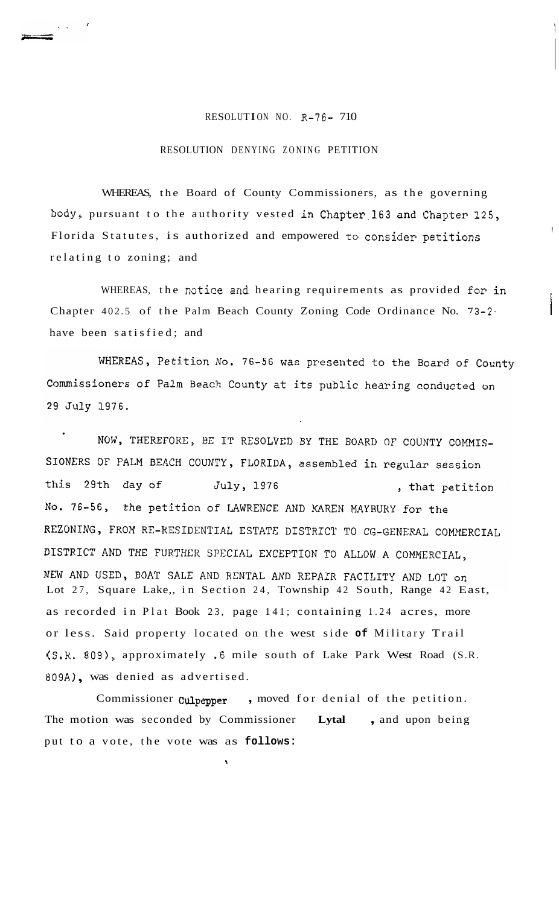RESOLUTION NO. R-76- 710

RESOLUTION DENYING ZONING PETITION

WHEREAS, the Board of County Commissioners, as the governing body, pursuant to the authority vested in Chapter 163 and Chapter 125, Florida Statutes, is authorized and empowered to consider petitions relating to zoning; and

WHEREAS, the notice and hearing requirements as provided for in Chapter 402.5 of the Palm Beach County Zoning Code Ordinance No. 73-2 have been satisfied; and

WHEREAS, Petition No. 76-56 was presented to the Board of County Commissioners of Palm Beach County at its public hearing conducted on 29 July 1976.

NOW, THEREFORE, BE IT RESOLVED BY THE BOARD OF COUNTY COMMISSIONERS OF PALM BEACH COUNTY, FLORIDA, assembled in regular session this 29th day of July, 1976, that petition No. 76-56, the petition of LAWRENCE AND KAREN MAYBURY for the REZONING, FROM RE-RESIDENTIAL ESTATE DISTRICT TO CG-GENERAL COMMERCIAL DISTRICT AND THE FURTHER SPECIAL EXCEPTION TO ALLOW A COMMERCIAL, NEW AND USED, BOAT SALE AND RENTAL AND REPAIR FACILITY AND LOT on Lot 27, Square Lake,, in Section 24, Township 42 South, Range 42 East, as recorded in Plat Book 23, page 141; containing 1.24 acres, more or less. Said property located on the west side of Military Trail (S.R. 809), approximately .6 mile south of Lake Park West Road (S.R. 809A), was denied as advertised.

Commissioner Culpepper, moved for denial of the petition. The motion was seconded by Commissioner Lytal, and upon being put to a vote, the vote was as follows: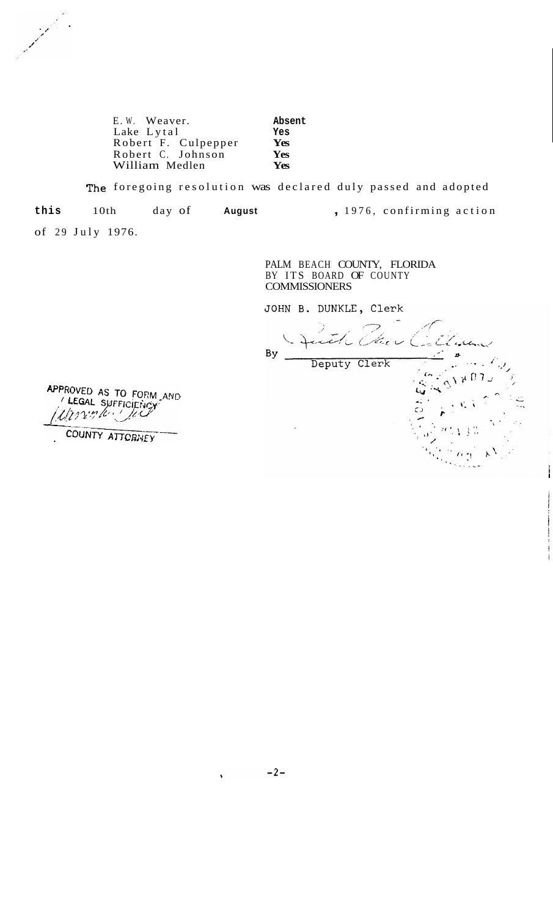| | |
|---|---|
| E. W. Weaver. | Absent |
| Lake Lytal | Yes |
| Robert F. Culpepper | Yes |
| Robert C. Johnson | Yes |
| William Medlen | Yes |

The foregoing resolution was declared duly passed and adopted this 10th day of August, 1976, confirming action of 29 July 1976.

PALM BEACH COUNTY, FLORIDA
BY ITS BOARD OF COUNTY
COMMISSIONERS

JOHN B. DUNKLE, Clerk

By _______________
Deputy Clerk

APPROVED AS TO FORM AND
LEGAL SUFFICIENCY

_______________
COUNTY ATTORNEY